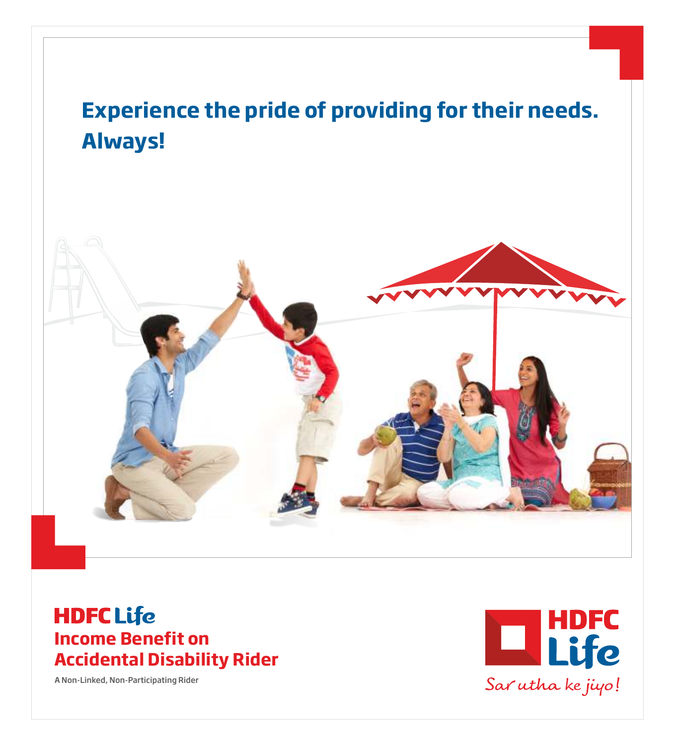# Experience the pride of providing for their needs. Always!

**HDFC Life**

## Income Benefit on Accidental Disability Rider

A Non-Linked, Non-Participating Rider

HDFC Life

*Sar utha ke jiyo!*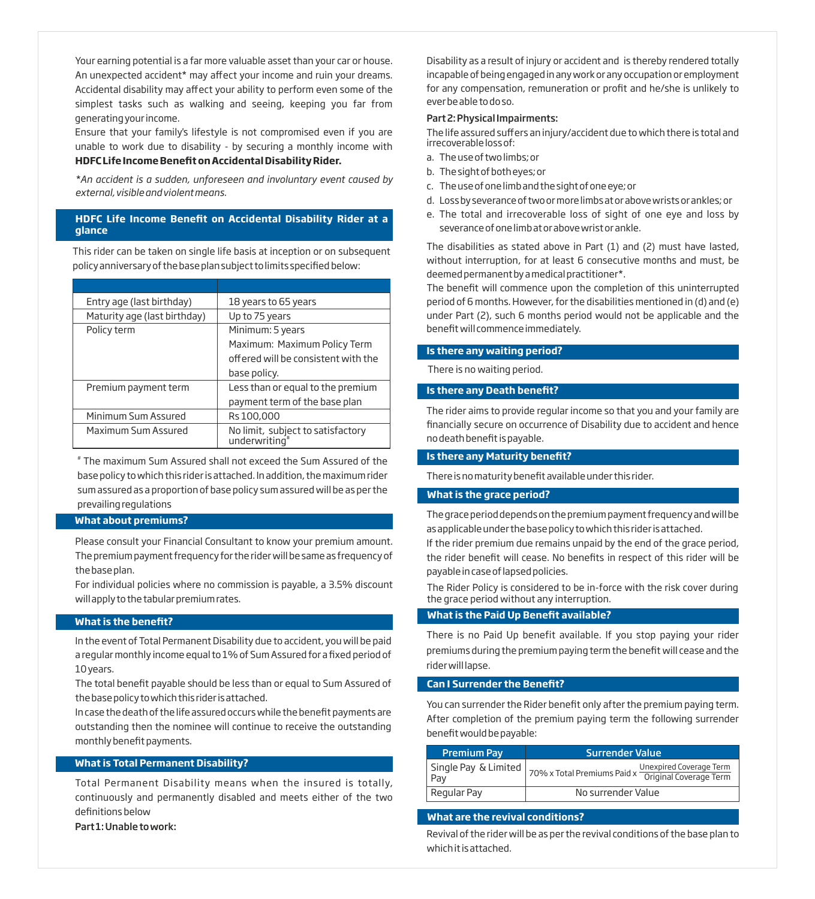Your earning potential is a far more valuable asset than your car or house. An unexpected accident* may affect your income and ruin your dreams. Accidental disability may affect your ability to perform even some of the simplest tasks such as walking and seeing, keeping you far from generating your income.

Ensure that your family's lifestyle is not compromised even if you are unable to work due to disability - by securing a monthly income with **HDFC Life Income Benefit on Accidental Disability Rider.**

*\*An accident is a sudden, unforeseen and involuntary event caused by external, visible and violent means.*

## HDFC Life Income Benefit on Accidental Disability Rider at a glance

This rider can be taken on single life basis at inception or on subsequent policy anniversary of the base plan subject to limits specified below:

| | |
|---|---|
| Entry age (last birthday) | 18 years to 65 years |
| Maturity age (last birthday) | Up to 75 years |
| Policy term | Minimum: 5 years<br>Maximum: Maximum Policy Term offered will be consistent with the base policy. |
| Premium payment term | Less than or equal to the premium payment term of the base plan |
| Minimum Sum Assured | Rs 100,000 |
| Maximum Sum Assured | No limit, subject to satisfactory underwriting# |

# The maximum Sum Assured shall not exceed the Sum Assured of the base policy to which this rider is attached. In addition, the maximum rider sum assured as a proportion of base policy sum assured will be as per the prevailing regulations

## What about premiums?

Please consult your Financial Consultant to know your premium amount. The premium payment frequency for the rider will be same as frequency of the base plan.

For individual policies where no commission is payable, a 3.5% discount will apply to the tabular premium rates.

## What is the benefit?

In the event of Total Permanent Disability due to accident, you will be paid a regular monthly income equal to 1% of Sum Assured for a fixed period of 10 years.

The total benefit payable should be less than or equal to Sum Assured of the base policy to which this rider is attached.

In case the death of the life assured occurs while the benefit payments are outstanding then the nominee will continue to receive the outstanding monthly benefit payments.

## What is Total Permanent Disability?

Total Permanent Disability means when the insured is totally, continuously and permanently disabled and meets either of the two definitions below

**Part 1: Unable to work:**

Disability as a result of injury or accident and is thereby rendered totally incapable of being engaged in any work or any occupation or employment for any compensation, remuneration or profit and he/she is unlikely to ever be able to do so.

**Part 2: Physical Impairments:**

The life assured suffers an injury/accident due to which there is total and irrecoverable loss of:

a. The use of two limbs; or
b. The sight of both eyes; or
c. The use of one limb and the sight of one eye; or
d. Loss by severance of two or more limbs at or above wrists or ankles; or
e. The total and irrecoverable loss of sight of one eye and loss by severance of one limb at or above wrist or ankle.

The disabilities as stated above in Part (1) and (2) must have lasted, without interruption, for at least 6 consecutive months and must, be deemed permanent by a medical practitioner*.

The benefit will commence upon the completion of this uninterrupted period of 6 months. However, for the disabilities mentioned in (d) and (e) under Part (2), such 6 months period would not be applicable and the benefit will commence immediately.

## Is there any waiting period?

There is no waiting period.

## Is there any Death benefit?

The rider aims to provide regular income so that you and your family are financially secure on occurrence of Disability due to accident and hence no death benefit is payable.

## Is there any Maturity benefit?

There is no maturity benefit available under this rider.

## What is the grace period?

The grace period depends on the premium payment frequency and will be as applicable under the base policy to which this rider is attached.

If the rider premium due remains unpaid by the end of the grace period, the rider benefit will cease. No benefits in respect of this rider will be payable in case of lapsed policies.

The Rider Policy is considered to be in-force with the risk cover during the grace period without any interruption.

## What is the Paid Up Benefit available?

There is no Paid Up benefit available. If you stop paying your rider premiums during the premium paying term the benefit will cease and the rider will lapse.

## Can I Surrender the Benefit?

You can surrender the Rider benefit only after the premium paying term. After completion of the premium paying term the following surrender benefit would be payable:

| Premium Pay | Surrender Value |
|---|---|
| Single Pay & Limited Pay | $70\% \times \text{Total Premiums Paid} \times \frac{\text{Unexpired Coverage Term}}{\text{Original Coverage Term}}$ |
| Regular Pay | No surrender Value |

## What are the revival conditions?

Revival of the rider will be as per the revival conditions of the base plan to which it is attached.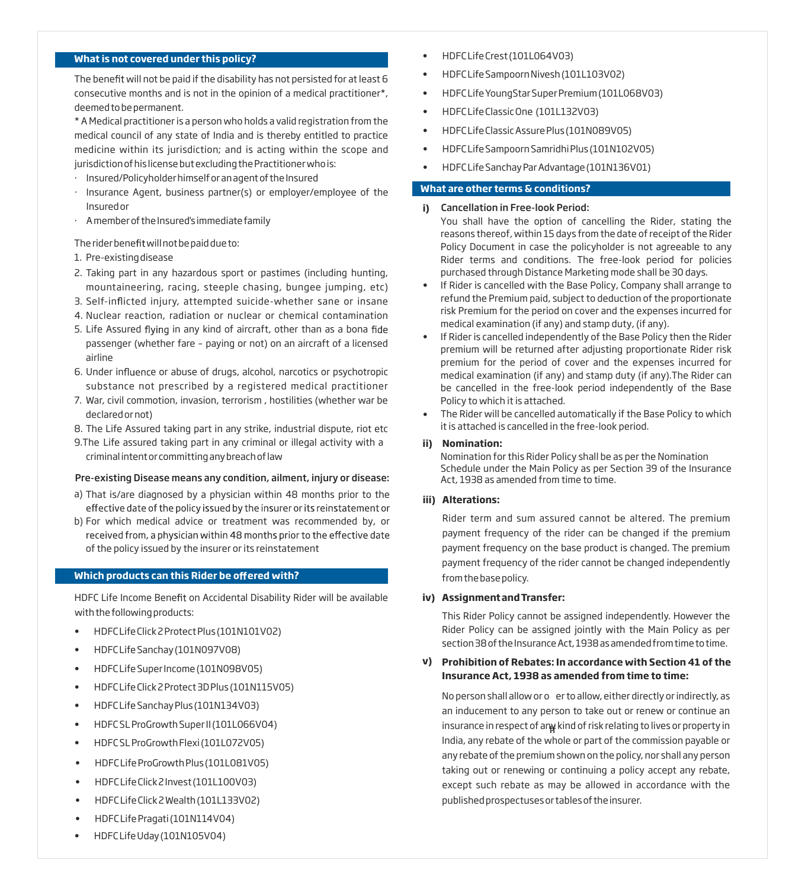## What is not covered under this policy?

The benefit will not be paid if the disability has not persisted for at least 6 consecutive months and is not in the opinion of a medical practitioner*, deemed to be permanent.

* A Medical practitioner is a person who holds a valid registration from the medical council of any state of India and is thereby entitled to practice medicine within its jurisdiction; and is acting within the scope and jurisdiction of his license but excluding the Practitioner who is:

- Insured/Policyholder himself or an agent of the Insured
- Insurance Agent, business partner(s) or employer/employee of the Insured or
- A member of the Insured's immediate family

The rider benefit will not be paid due to:

1. Pre-existing disease
2. Taking part in any hazardous sport or pastimes (including hunting, mountaineering, racing, steeple chasing, bungee jumping, etc)
3. Self-inflicted injury, attempted suicide-whether sane or insane
4. Nuclear reaction, radiation or nuclear or chemical contamination
5. Life Assured flying in any kind of aircraft, other than as a bona fide passenger (whether fare – paying or not) on an aircraft of a licensed airline
6. Under influence or abuse of drugs, alcohol, narcotics or psychotropic substance not prescribed by a registered medical practitioner
7. War, civil commotion, invasion, terrorism , hostilities (whether war be declared or not)
8. The Life Assured taking part in any strike, industrial dispute, riot etc
9. The Life assured taking part in any criminal or illegal activity with a criminal intent or committing any breach of law

**Pre-existing Disease means any condition, ailment, injury or disease:**

a) That is/are diagnosed by a physician within 48 months prior to the effective date of the policy issued by the insurer or its reinstatement or
b) For which medical advice or treatment was recommended by, or received from, a physician within 48 months prior to the effective date of the policy issued by the insurer or its reinstatement

## Which products can this Rider be offered with?

HDFC Life Income Benefit on Accidental Disability Rider will be available with the following products:

- HDFC Life Click 2 Protect Plus (101N101V02)
- HDFC Life Sanchay (101N097V08)
- HDFC Life Super Income (101N098V05)
- HDFC Life Click 2 Protect 3D Plus (101N115V05)
- HDFC Life Sanchay Plus (101N134V03)
- HDFC SL ProGrowth Super II (101L066V04)
- HDFC SL ProGrowth Flexi (101L072V05)
- HDFC Life ProGrowth Plus (101L081V05)
- HDFC Life Click 2 Invest (101L100V03)
- HDFC Life Click 2 Wealth (101L133V02)
- HDFC Life Pragati (101N114V04)
- HDFC Life Uday (101N105V04)
- HDFC Life Crest (101L064V03)
- HDFC Life Sampoorn Nivesh (101L103V02)
- HDFC Life YoungStar Super Premium (101L068V03)
- HDFC Life Classic One (101L132V03)
- HDFC Life Classic Assure Plus (101N089V05)
- HDFC Life Sampoorn Samridhi Plus (101N102V05)
- HDFC Life Sanchay Par Advantage (101N136V01)

## What are other terms & conditions?

**i) Cancellation in Free-look Period:**

You shall have the option of cancelling the Rider, stating the reasons thereof, within 15 days from the date of receipt of the Rider Policy Document in case the policyholder is not agreeable to any Rider terms and conditions. The free-look period for policies purchased through Distance Marketing mode shall be 30 days.

- If Rider is cancelled with the Base Policy, Company shall arrange to refund the Premium paid, subject to deduction of the proportionate risk Premium for the period on cover and the expenses incurred for medical examination (if any) and stamp duty, (if any).
- If Rider is cancelled independently of the Base Policy then the Rider premium will be returned after adjusting proportionate Rider risk premium for the period of cover and the expenses incurred for medical examination (if any) and stamp duty (if any).The Rider can be cancelled in the free-look period independently of the Base Policy to which it is attached.
- The Rider will be cancelled automatically if the Base Policy to which it is attached is cancelled in the free-look period.

**ii) Nomination:**

Nomination for this Rider Policy shall be as per the Nomination Schedule under the Main Policy as per Section 39 of the Insurance Act, 1938 as amended from time to time.

**iii) Alterations:**

Rider term and sum assured cannot be altered. The premium payment frequency of the rider can be changed if the premium payment frequency on the base product is changed. The premium payment frequency of the rider cannot be changed independently from the base policy.

**iv) Assignment and Transfer:**

This Rider Policy cannot be assigned independently. However the Rider Policy can be assigned jointly with the Main Policy as per section 38 of the Insurance Act, 1938 as amended from time to time.

**v) Prohibition of Rebates: In accordance with Section 41 of the Insurance Act, 1938 as amended from time to time:**

No person shall allow or offer to allow, either directly or indirectly, as an inducement to any person to take out or renew or continue an insurance in respect of any kind of risk relating to lives or property in India, any rebate of the whole or part of the commission payable or any rebate of the premium shown on the policy, nor shall any person taking out or renewing or continuing a policy accept any rebate, except such rebate as may be allowed in accordance with the published prospectuses or tables of the insurer.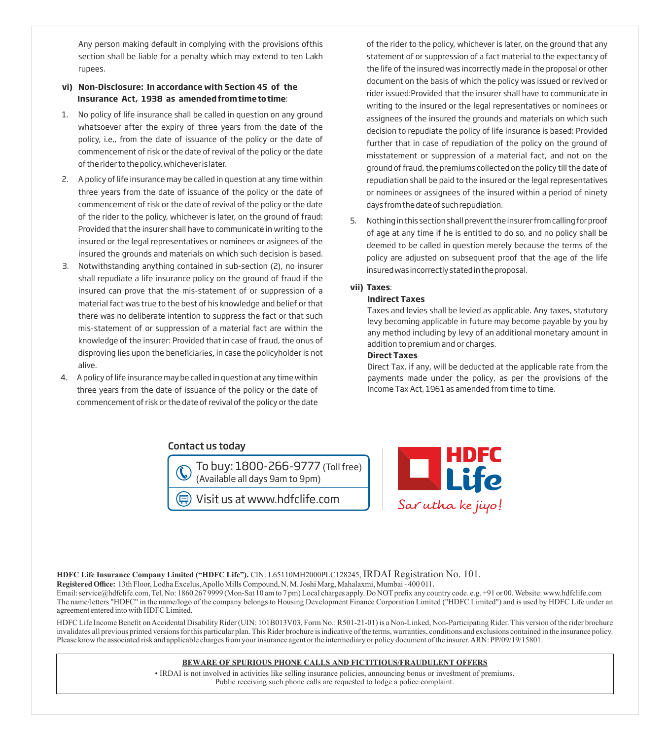Any person making default in complying with the provisions ofthis section shall be liable for a penalty which may extend to ten Lakh rupees.

**vi) Non-Disclosure: In accordance with Section 45 of the Insurance Act, 1938 as amended from time to time**:

1. No policy of life insurance shall be called in question on any ground whatsoever after the expiry of three years from the date of the policy, i.e., from the date of issuance of the policy or the date of commencement of risk or the date of revival of the policy or the date of the rider to the policy, whichever is later.
2. A policy of life insurance may be called in question at any time within three years from the date of issuance of the policy or the date of commencement of risk or the date of revival of the policy or the date of the rider to the policy, whichever is later, on the ground of fraud: Provided that the insurer shall have to communicate in writing to the insured or the legal representatives or nominees or asignees of the insured the grounds and materials on which such decision is based.
3. Notwithstanding anything contained in sub-section (2), no insurer shall repudiate a life insurance policy on the ground of fraud if the insured can prove that the mis-statement of or suppression of a material fact was true to the best of his knowledge and belief or that there was no deliberate intention to suppress the fact or that such mis-statement of or suppression of a material fact are within the knowledge of the insurer: Provided that in case of fraud, the onus of disproving lies upon the beneficiaries, in case the policyholder is not alive.
4. A policy of life insurance may be called in question at any time within three years from the date of issuance of the policy or the date of commencement of risk or the date of revival of the policy or the date of the rider to the policy, whichever is later, on the ground that any statement of or suppression of a fact material to the expectancy of the life of the insured was incorrectly made in the proposal or other document on the basis of which the policy was issued or revived or rider issued:Provided that the insurer shall have to communicate in writing to the insured or the legal representatives or nominees or assignees of the insured the grounds and materials on which such decision to repudiate the policy of life insurance is based: Provided further that in case of repudiation of the policy on the ground of misstatement or suppression of a material fact, and not on the ground of fraud, the premiums collected on the policy till the date of repudiation shall be paid to the insured or the legal representatives or nominees or assignees of the insured within a period of ninety days from the date of such repudiation.
5. Nothing in this section shall prevent the insurer from calling for proof of age at any time if he is entitled to do so, and no policy shall be deemed to be called in question merely because the terms of the policy are adjusted on subsequent proof that the age of the life insured was incorrectly stated in the proposal.

**vii) Taxes**:

**Indirect Taxes**

Taxes and levies shall be levied as applicable. Any taxes, statutory levy becoming applicable in future may become payable by you by any method including by levy of an additional monetary amount in addition to premium and or charges.

**Direct Taxes**

Direct Tax, if any, will be deducted at the applicable rate from the payments made under the policy, as per the provisions of the Income Tax Act, 1961 as amended from time to time.

Contact us today

To buy: 1800-266-9777 (Toll free)
(Available all days 9am to 9pm)

Visit us at www.hdfclife.com

HDFC Life

Sar utha ke jiyo!

**HDFC Life Insurance Company Limited ("HDFC Life").** CIN: L65110MH2000PLC128245, IRDAI Registration No. 101.
**Registered Office:** 13th Floor, Lodha Excelus, Apollo Mills Compound, N. M. Joshi Marg, Mahalaxmi, Mumbai - 400 011.
Email: service@hdfclife.com, Tel. No: 1860 267 9999 (Mon-Sat 10 am to 7 pm) Local charges apply. Do NOT prefix any country code. e.g. +91 or 00. Website: www.hdfclife.com
The name/letters "HDFC" in the name/logo of the company belongs to Housing Development Finance Corporation Limited ("HDFC Limited") and is used by HDFC Life under an agreement entered into with HDFC Limited.

HDFC Life Income Benefit on Accidental Disability Rider (UIN: 101B013V03, Form No.: R501-21-01) is a Non-Linked, Non-Participating Rider. This version of the rider brochure invalidates all previous printed versions for this particular plan. This Rider brochure is indicative of the terms, warranties, conditions and exclusions contained in the insurance policy. Please know the associated risk and applicable charges from your insurance agent or the intermediary or policy document of the insurer. ARN: PP/09/19/15801.

**BEWARE OF SPURIOUS PHONE CALLS AND FICTITIOUS/FRAUDULENT OFFERS**

• IRDAI is not involved in activities like selling insurance policies, announcing bonus or investment of premiums. Public receiving such phone calls are requested to lodge a police complaint.